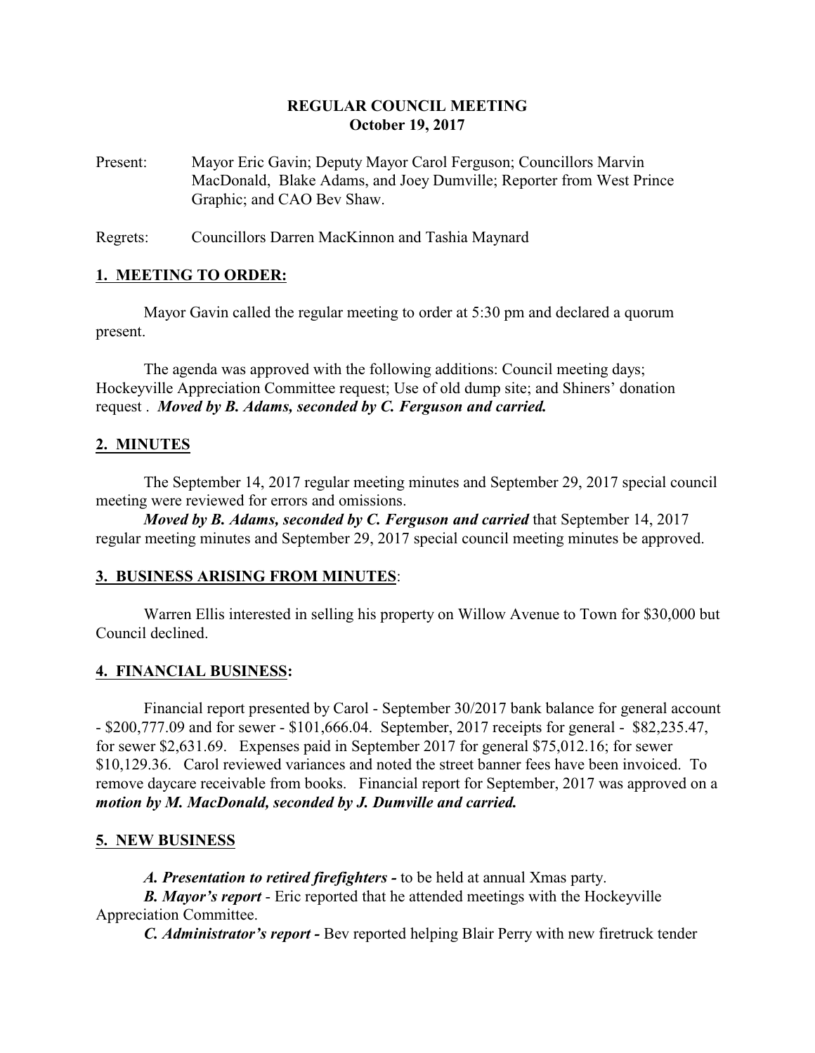# REGULAR COUNCIL MEETING
## October 19, 2017

Present: Mayor Eric Gavin; Deputy Mayor Carol Ferguson; Councillors Marvin MacDonald, Blake Adams, and Joey Dumville; Reporter from West Prince Graphic; and CAO Bev Shaw.

Regrets: Councillors Darren MacKinnon and Tashia Maynard

## 1. MEETING TO ORDER:

Mayor Gavin called the regular meeting to order at 5:30 pm and declared a quorum present.

The agenda was approved with the following additions: Council meeting days; Hockeyville Appreciation Committee request; Use of old dump site; and Shiners' donation request . ***Moved by B. Adams, seconded by C. Ferguson and carried.***

## 2. MINUTES

The September 14, 2017 regular meeting minutes and September 29, 2017 special council meeting were reviewed for errors and omissions.

***Moved by B. Adams, seconded by C. Ferguson and carried*** that September 14, 2017 regular meeting minutes and September 29, 2017 special council meeting minutes be approved.

## 3. BUSINESS ARISING FROM MINUTES:

Warren Ellis interested in selling his property on Willow Avenue to Town for $30,000 but Council declined.

## 4. FINANCIAL BUSINESS:

Financial report presented by Carol - September 30/2017 bank balance for general account - $200,777.09 and for sewer - $101,666.04. September, 2017 receipts for general - $82,235.47, for sewer $2,631.69. Expenses paid in September 2017 for general $75,012.16; for sewer $10,129.36. Carol reviewed variances and noted the street banner fees have been invoiced. To remove daycare receivable from books. Financial report for September, 2017 was approved on a ***motion by M. MacDonald, seconded by J. Dumville and carried.***

## 5. NEW BUSINESS

***A. Presentation to retired firefighters -*** to be held at annual Xmas party.

***B. Mayor's report*** - Eric reported that he attended meetings with the Hockeyville Appreciation Committee.

***C. Administrator's report -*** Bev reported helping Blair Perry with new firetruck tender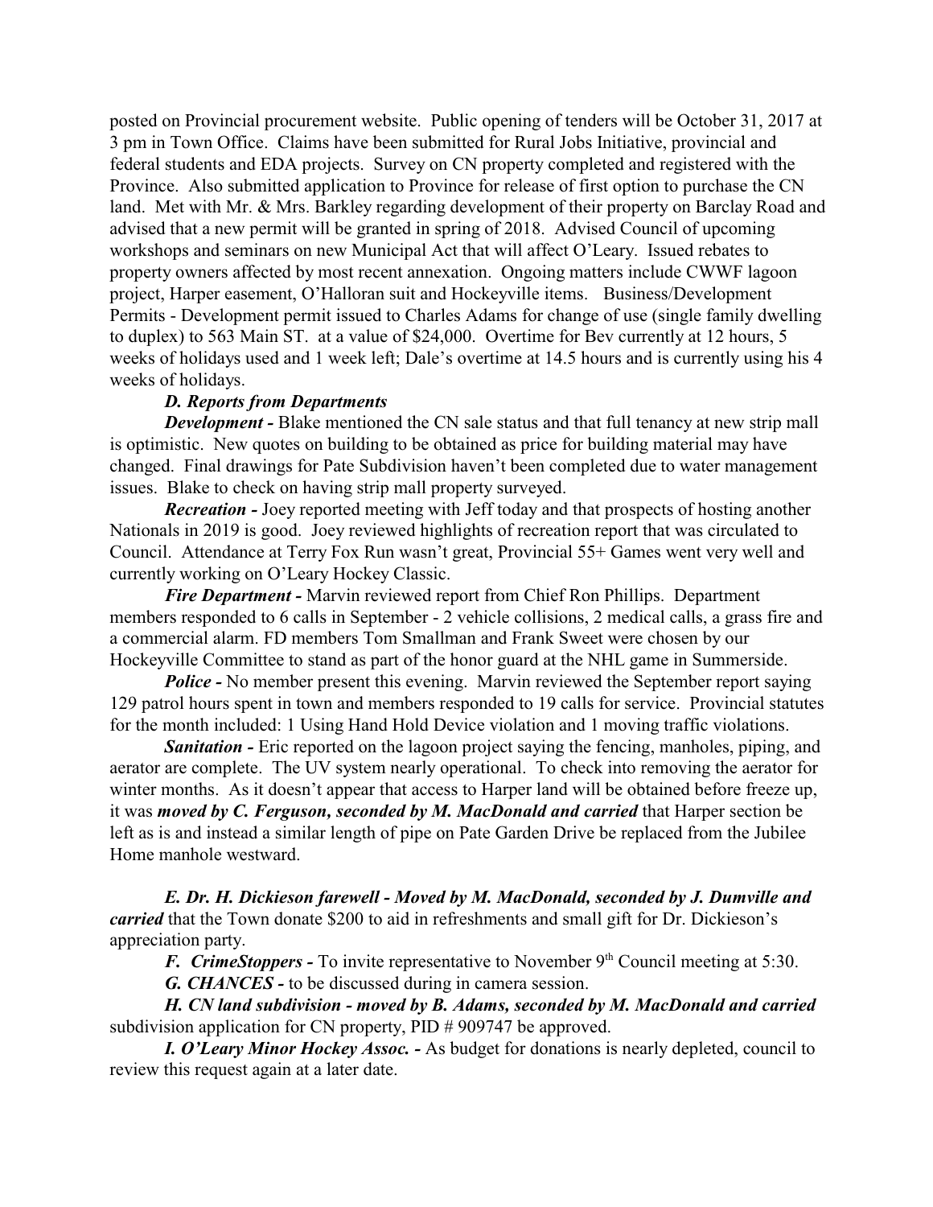posted on Provincial procurement website. Public opening of tenders will be October 31, 2017 at 3 pm in Town Office. Claims have been submitted for Rural Jobs Initiative, provincial and federal students and EDA projects. Survey on CN property completed and registered with the Province. Also submitted application to Province for release of first option to purchase the CN land. Met with Mr. & Mrs. Barkley regarding development of their property on Barclay Road and advised that a new permit will be granted in spring of 2018. Advised Council of upcoming workshops and seminars on new Municipal Act that will affect O'Leary. Issued rebates to property owners affected by most recent annexation. Ongoing matters include CWWF lagoon project, Harper easement, O'Halloran suit and Hockeyville items. Business/Development Permits - Development permit issued to Charles Adams for change of use (single family dwelling to duplex) to 563 Main ST. at a value of $24,000. Overtime for Bev currently at 12 hours, 5 weeks of holidays used and 1 week left; Dale's overtime at 14.5 hours and is currently using his 4 weeks of holidays.

***D. Reports from Departments***

***Development -*** Blake mentioned the CN sale status and that full tenancy at new strip mall is optimistic. New quotes on building to be obtained as price for building material may have changed. Final drawings for Pate Subdivision haven't been completed due to water management issues. Blake to check on having strip mall property surveyed.

***Recreation -*** Joey reported meeting with Jeff today and that prospects of hosting another Nationals in 2019 is good. Joey reviewed highlights of recreation report that was circulated to Council. Attendance at Terry Fox Run wasn't great, Provincial 55+ Games went very well and currently working on O'Leary Hockey Classic.

***Fire Department -*** Marvin reviewed report from Chief Ron Phillips. Department members responded to 6 calls in September - 2 vehicle collisions, 2 medical calls, a grass fire and a commercial alarm. FD members Tom Smallman and Frank Sweet were chosen by our Hockeyville Committee to stand as part of the honor guard at the NHL game in Summerside.

***Police -*** No member present this evening. Marvin reviewed the September report saying 129 patrol hours spent in town and members responded to 19 calls for service. Provincial statutes for the month included: 1 Using Hand Hold Device violation and 1 moving traffic violations.

***Sanitation -*** Eric reported on the lagoon project saying the fencing, manholes, piping, and aerator are complete. The UV system nearly operational. To check into removing the aerator for winter months. As it doesn't appear that access to Harper land will be obtained before freeze up, it was ***moved by C. Ferguson, seconded by M. MacDonald and carried*** that Harper section be left as is and instead a similar length of pipe on Pate Garden Drive be replaced from the Jubilee Home manhole westward.

***E. Dr. H. Dickieson farewell - Moved by M. MacDonald, seconded by J. Dumville and carried*** that the Town donate $200 to aid in refreshments and small gift for Dr. Dickieson's appreciation party.

***F. CrimeStoppers -*** To invite representative to November 9th Council meeting at 5:30.

***G. CHANCES -*** to be discussed during in camera session.

***H. CN land subdivision - moved by B. Adams, seconded by M. MacDonald and carried*** subdivision application for CN property, PID # 909747 be approved.

***I. O'Leary Minor Hockey Assoc. -*** As budget for donations is nearly depleted, council to review this request again at a later date.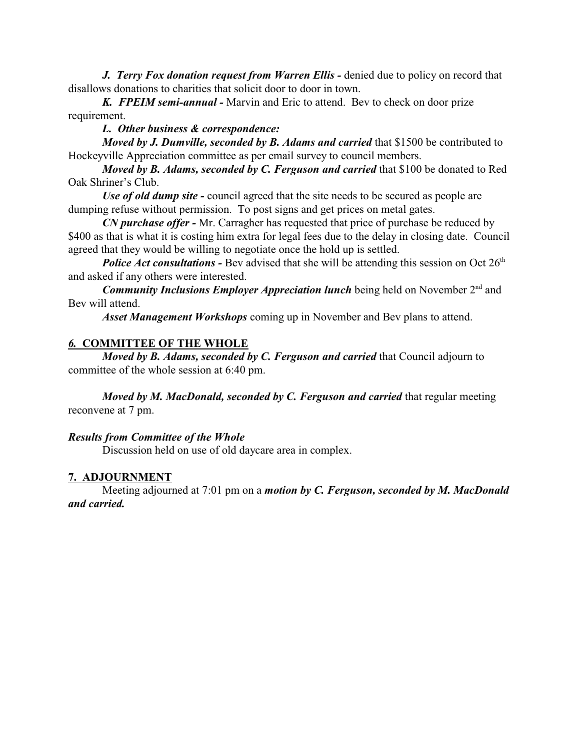***J. Terry Fox donation request from Warren Ellis -*** denied due to policy on record that disallows donations to charities that solicit door to door in town.

***K. FPEIM semi-annual -*** Marvin and Eric to attend. Bev to check on door prize requirement.

***L. Other business & correspondence:***

***Moved by J. Dumville, seconded by B. Adams and carried*** that $1500 be contributed to Hockeyville Appreciation committee as per email survey to council members.

***Moved by B. Adams, seconded by C. Ferguson and carried*** that $100 be donated to Red Oak Shriner's Club.

***Use of old dump site -*** council agreed that the site needs to be secured as people are dumping refuse without permission. To post signs and get prices on metal gates.

***CN purchase offer -*** Mr. Carragher has requested that price of purchase be reduced by $400 as that is what it is costing him extra for legal fees due to the delay in closing date. Council agreed that they would be willing to negotiate once the hold up is settled.

***Police Act consultations -*** Bev advised that she will be attending this session on Oct 26th and asked if any others were interested.

***Community Inclusions Employer Appreciation lunch*** being held on November 2nd and Bev will attend.

***Asset Management Workshops*** coming up in November and Bev plans to attend.

## *6.* COMMITTEE OF THE WHOLE

***Moved by B. Adams, seconded by C. Ferguson and carried*** that Council adjourn to committee of the whole session at 6:40 pm.

***Moved by M. MacDonald, seconded by C. Ferguson and carried*** that regular meeting reconvene at 7 pm.

***Results from Committee of the Whole***

Discussion held on use of old daycare area in complex.

## 7. ADJOURNMENT

Meeting adjourned at 7:01 pm on a ***motion by C. Ferguson, seconded by M. MacDonald and carried.***